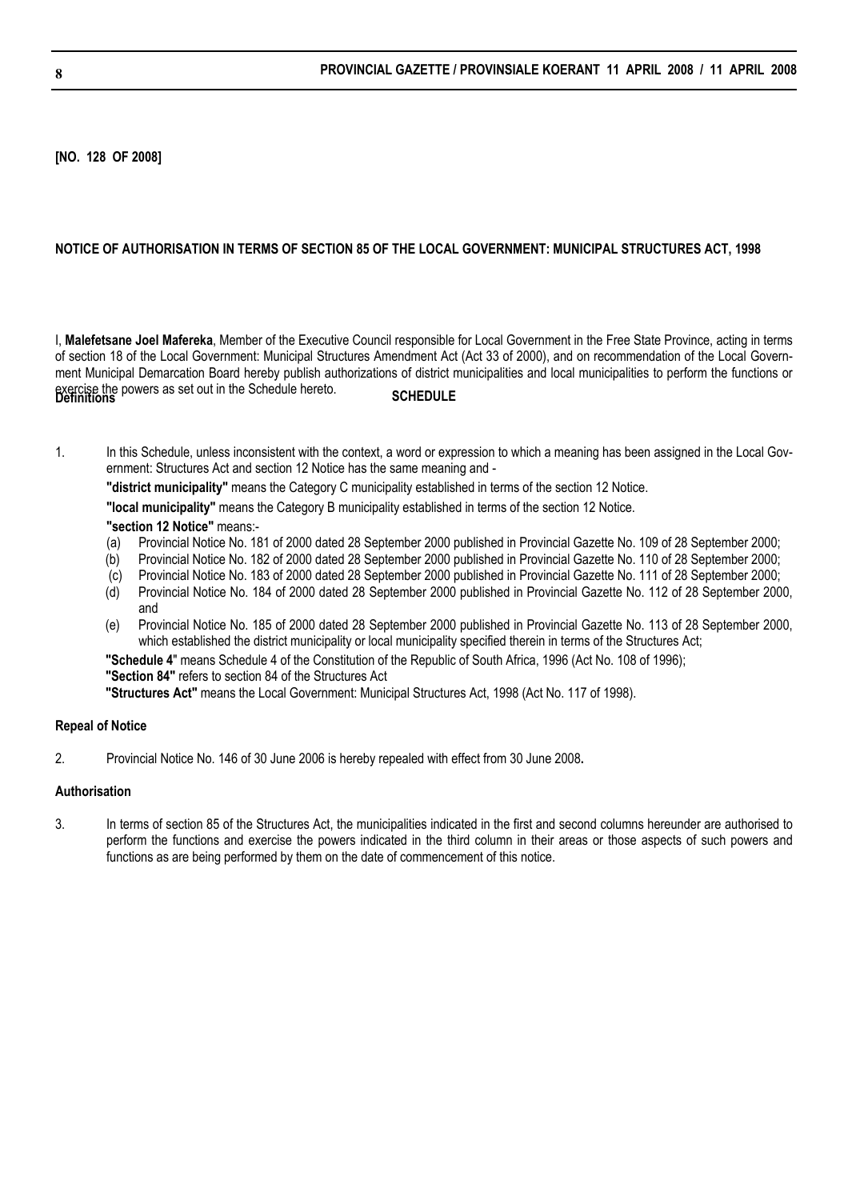**[NO. 128 OF 2008]**

## NOTICE OF AUTHORISATION IN TERMS OF SECTION 85 OF THE LOCAL GOVERNMENT: MUNICIPAL STRUCTURES ACT, 1998

I, **Malefetsane Joel Mafereka**, Member of the Executive Council responsible for Local Government in the Free State Province, acting in terms of section 18 of the Local Government: Municipal Structures Amendment Act (Act 33 of 2000), and on recommendation of the Local Government Municipal Demarcation Board hereby publish authorizations of district municipalities and local municipalities to perform the functions or exercise the powers as set out in the Schedule hereto.

## SCHEDULE

### Definitions

1. In this Schedule, unless inconsistent with the context, a word or expression to which a meaning has been assigned in the Local Government: Structures Act and section 12 Notice has the same meaning and -

   **"district municipality"** means the Category C municipality established in terms of the section 12 Notice.

   **"local municipality"** means the Category B municipality established in terms of the section 12 Notice.

   **"section 12 Notice"** means:-

   (a) Provincial Notice No. 181 of 2000 dated 28 September 2000 published in Provincial Gazette No. 109 of 28 September 2000;
   (b) Provincial Notice No. 182 of 2000 dated 28 September 2000 published in Provincial Gazette No. 110 of 28 September 2000;
   (c) Provincial Notice No. 183 of 2000 dated 28 September 2000 published in Provincial Gazette No. 111 of 28 September 2000;
   (d) Provincial Notice No. 184 of 2000 dated 28 September 2000 published in Provincial Gazette No. 112 of 28 September 2000, and
   (e) Provincial Notice No. 185 of 2000 dated 28 September 2000 published in Provincial Gazette No. 113 of 28 September 2000, which established the district municipality or local municipality specified therein in terms of the Structures Act;

   **"Schedule 4"** means Schedule 4 of the Constitution of the Republic of South Africa, 1996 (Act No. 108 of 1996);
   **"Section 84"** refers to section 84 of the Structures Act
   **"Structures Act"** means the Local Government: Municipal Structures Act, 1998 (Act No. 117 of 1998).

### Repeal of Notice

2. Provincial Notice No. 146 of 30 June 2006 is hereby repealed with effect from 30 June 2008**.**

### Authorisation

3. In terms of section 85 of the Structures Act, the municipalities indicated in the first and second columns hereunder are authorised to perform the functions and exercise the powers indicated in the third column in their areas or those aspects of such powers and functions as are being performed by them on the date of commencement of this notice.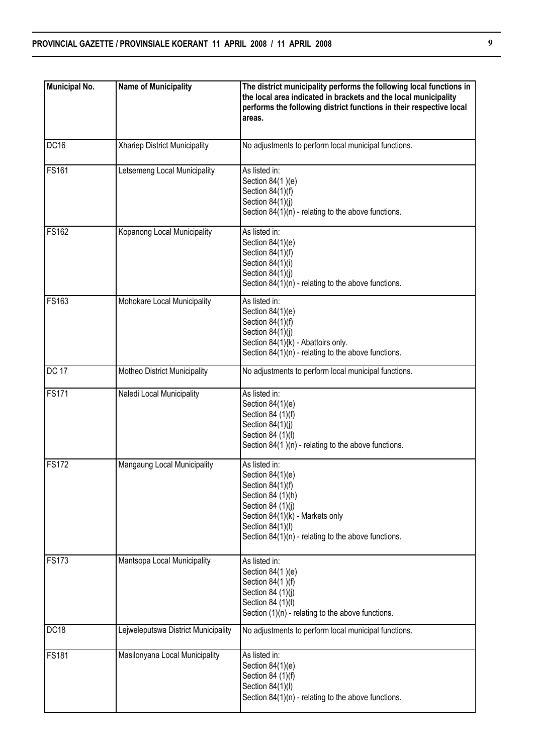| Municipal No. | Name of Municipality | The district municipality performs the following local functions in the local area indicated in brackets and the local municipality performs the following district functions in their respective local areas. |
|---|---|---|
| DC16 | Xhariep District Municipality | No adjustments to perform local municipal functions. |
| FS161 | Letsemeng Local Municipality | As listed in:<br>Section 84(1 )(e)<br>Section 84(1)(f)<br>Section 84(1)(j)<br>Section 84(1)(n) - relating to the above functions. |
| FS162 | Kopanong Local Municipality | As listed in:<br>Section 84(1)(e)<br>Section 84(1)(f)<br>Section 84(1)(i)<br>Section 84(1)(j)<br>Section 84(1)(n) - relating to the above functions. |
| FS163 | Mohokare Local Municipality | As listed in:<br>Section 84(1)(e)<br>Section 84(1)(f)<br>Section 84(1)(j)<br>Section 84(1){k) - Abattoirs only.<br>Section 84(1)(n) - relating to the above functions. |
| DC 17 | Motheo District Municipality | No adjustments to perform local municipal functions. |
| FS171 | Naledi Local Municipality | As listed in:<br>Section 84(1)(e)<br>Section 84 (1)(f)<br>Section 84(1)(j)<br>Section 84 (1)(l)<br>Section 84(1 )(n) - relating to the above functions. |
| FS172 | Mangaung Local Municipality | As listed in:<br>Section 84(1)(e)<br>Section 84(1)(f)<br>Section 84 (1)(h)<br>Section 84 (1)(j)<br>Section 84(1)(k) - Markets only<br>Section 84(1)(l)<br>Section 84(1)(n) - relating to the above functions. |
| FS173 | Mantsopa Local Municipality | As listed in:<br>Section 84(1 )(e)<br>Section 84(1 )(f)<br>Section 84 (1)(j)<br>Section 84 (1)(l)<br>Section (1)(n) - relating to the above functions. |
| DC18 | Lejweleputswa District Municipality | No adjustments to perform local municipal functions. |
| FS181 | Masilonyana Local Municipality | As listed in:<br>Section 84(1)(e)<br>Section 84 (1)(f)<br>Section 84(1)(l)<br>Section 84(1)(n) - relating to the above functions. |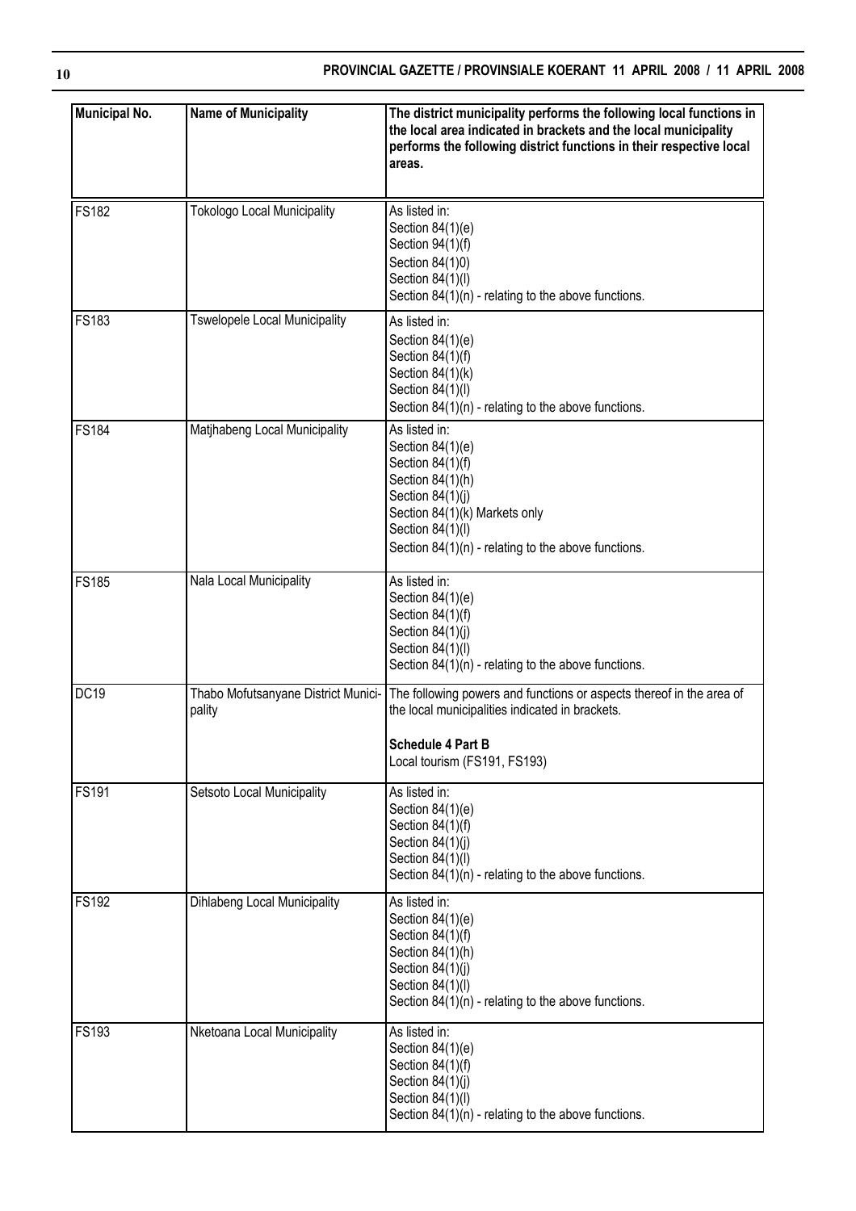| Municipal No. | Name of Municipality | The district municipality performs the following local functions in the local area indicated in brackets and the local municipality performs the following district functions in their respective local areas. |
|---|---|---|
| FS182 | Tokologo Local Municipality | As listed in:<br>Section 84(1)(e)<br>Section 94(1)(f)<br>Section 84(1)0)<br>Section 84(1)(l)<br>Section 84(1)(n) - relating to the above functions. |
| FS183 | Tswelopele Local Municipality | As listed in:<br>Section 84(1)(e)<br>Section 84(1)(f)<br>Section 84(1)(k)<br>Section 84(1)(l)<br>Section 84(1)(n) - relating to the above functions. |
| FS184 | Matjhabeng Local Municipality | As listed in:<br>Section 84(1)(e)<br>Section 84(1)(f)<br>Section 84(1)(h)<br>Section 84(1)(j)<br>Section 84(1)(k) Markets only<br>Section 84(1)(l)<br>Section 84(1)(n) - relating to the above functions. |
| FS185 | Nala Local Municipality | As listed in:<br>Section 84(1)(e)<br>Section 84(1)(f)<br>Section 84(1)(j)<br>Section 84(1)(l)<br>Section 84(1)(n) - relating to the above functions. |
| DC19 | Thabo Mofutsanyane District Municipality | The following powers and functions or aspects thereof in the area of the local municipalities indicated in brackets.<br><br>**Schedule 4 Part B**<br>Local tourism (FS191, FS193) |
| FS191 | Setsoto Local Municipality | As listed in:<br>Section 84(1)(e)<br>Section 84(1)(f)<br>Section 84(1)(j)<br>Section 84(1)(l)<br>Section 84(1)(n) - relating to the above functions. |
| FS192 | Dihlabeng Local Municipality | As listed in:<br>Section 84(1)(e)<br>Section 84(1)(f)<br>Section 84(1)(h)<br>Section 84(1)(j)<br>Section 84(1)(l)<br>Section 84(1)(n) - relating to the above functions. |
| FS193 | Nketoana Local Municipality | As listed in:<br>Section 84(1)(e)<br>Section 84(1)(f)<br>Section 84(1)(j)<br>Section 84(1)(l)<br>Section 84(1)(n) - relating to the above functions. |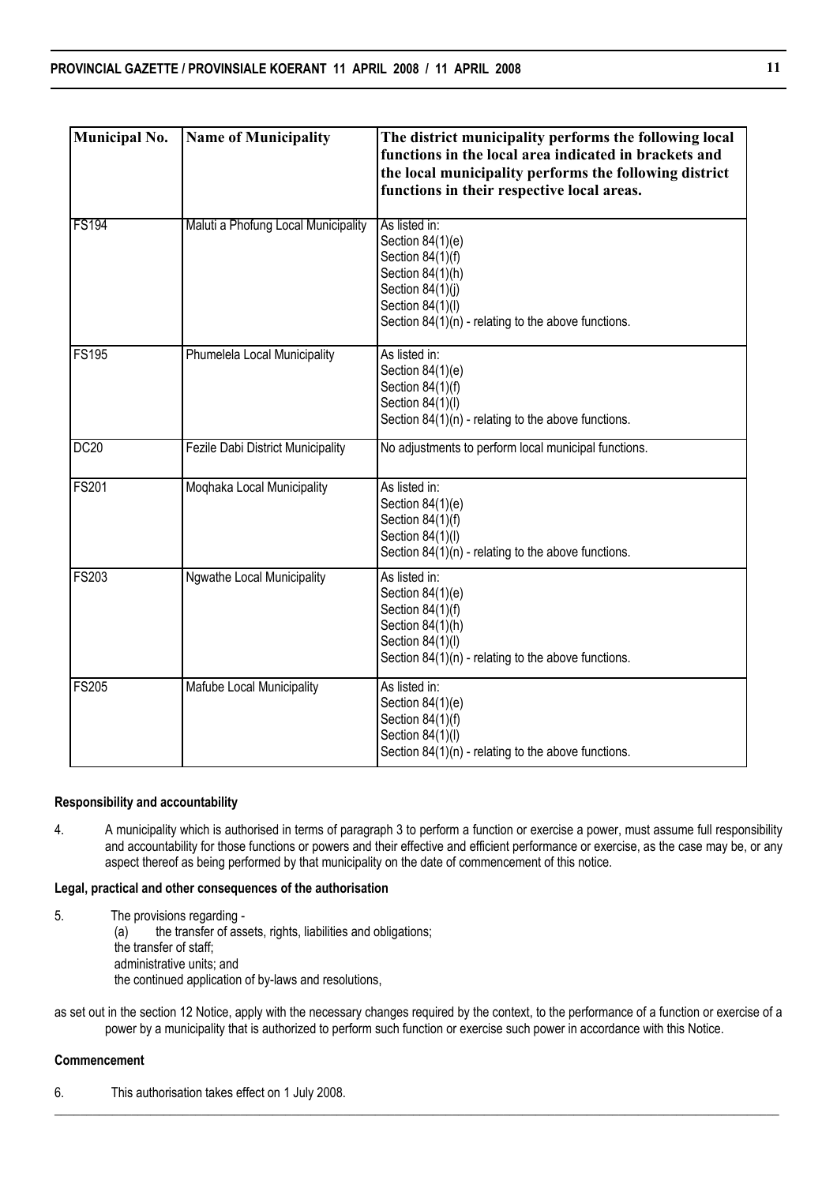| Municipal No. | Name of Municipality | The district municipality performs the following local functions in the local area indicated in brackets and the local municipality performs the following district functions in their respective local areas. |
|---|---|---|
| FS194 | Maluti a Phofung Local Municipality | As listed in:<br>Section 84(1)(e)<br>Section 84(1)(f)<br>Section 84(1)(h)<br>Section 84(1)(j)<br>Section 84(1)(l)<br>Section 84(1)(n) - relating to the above functions. |
| FS195 | Phumelela Local Municipality | As listed in:<br>Section 84(1)(e)<br>Section 84(1)(f)<br>Section 84(1)(l)<br>Section 84(1)(n) - relating to the above functions. |
| DC20 | Fezile Dabi District Municipality | No adjustments to perform local municipal functions. |
| FS201 | Moqhaka Local Municipality | As listed in:<br>Section 84(1)(e)<br>Section 84(1)(f)<br>Section 84(1)(l)<br>Section 84(1)(n) - relating to the above functions. |
| FS203 | Ngwathe Local Municipality | As listed in:<br>Section 84(1)(e)<br>Section 84(1)(f)<br>Section 84(1)(h)<br>Section 84(1)(l)<br>Section 84(1)(n) - relating to the above functions. |
| FS205 | Mafube Local Municipality | As listed in:<br>Section 84(1)(e)<br>Section 84(1)(f)<br>Section 84(1)(l)<br>Section 84(1)(n) - relating to the above functions. |

**Responsibility and accountability**

4. A municipality which is authorised in terms of paragraph 3 to perform a function or exercise a power, must assume full responsibility and accountability for those functions or powers and their effective and efficient performance or exercise, as the case may be, or any aspect thereof as being performed by that municipality on the date of commencement of this notice.

**Legal, practical and other consequences of the authorisation**

5. The provisions regarding -
   (a) the transfer of assets, rights, liabilities and obligations;
   the transfer of staff;
   administrative units; and
   the continued application of by-laws and resolutions,

as set out in the section 12 Notice, apply with the necessary changes required by the context, to the performance of a function or exercise of a power by a municipality that is authorized to perform such function or exercise such power in accordance with this Notice.

**Commencement**

6. This authorisation takes effect on 1 July 2008.